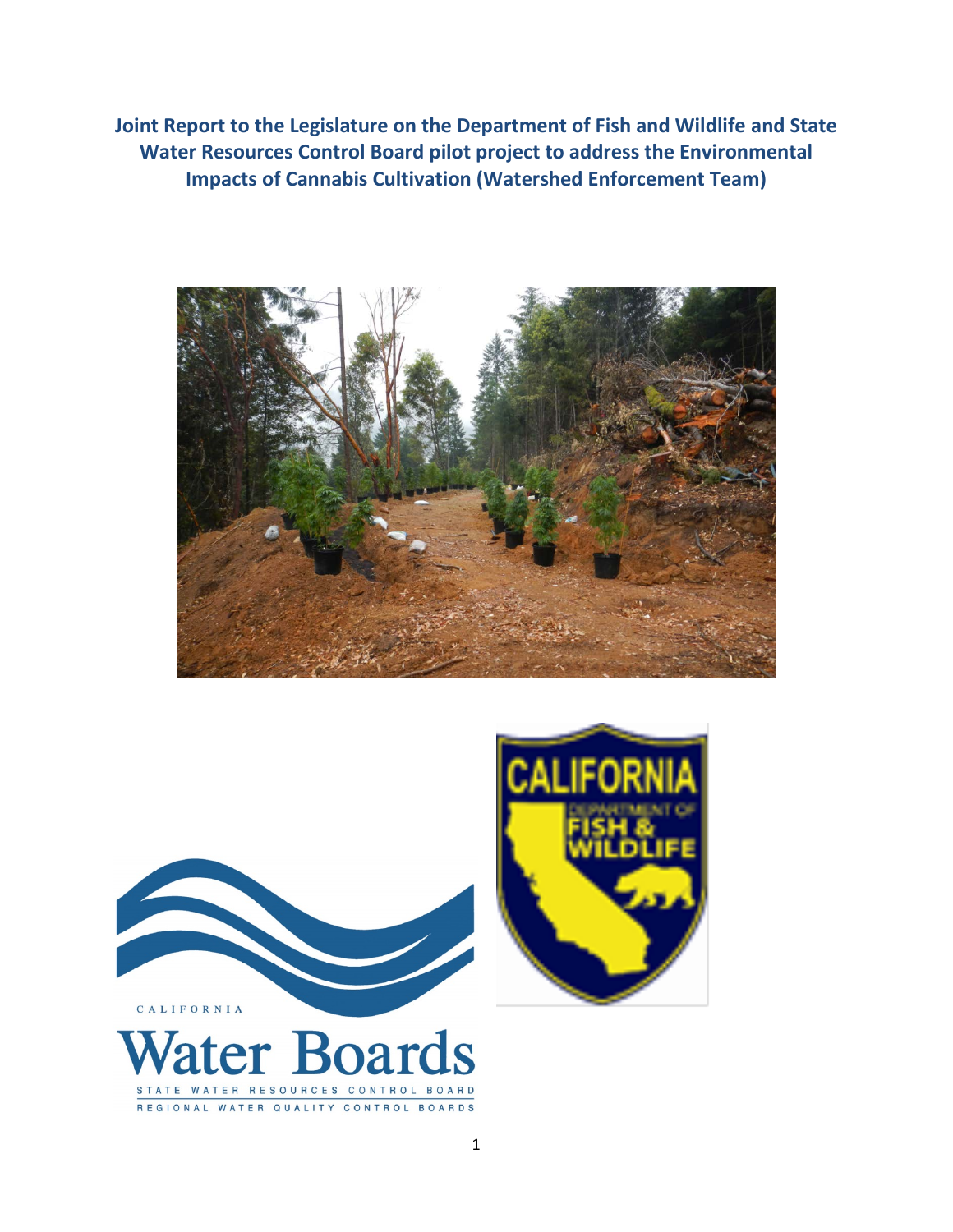# Joint Report to the Legislature on the Department of Fish and Wildlife and State Water Resources Control Board pilot project to address the Environmental Impacts of Cannabis Cultivation (Watershed Enforcement Team)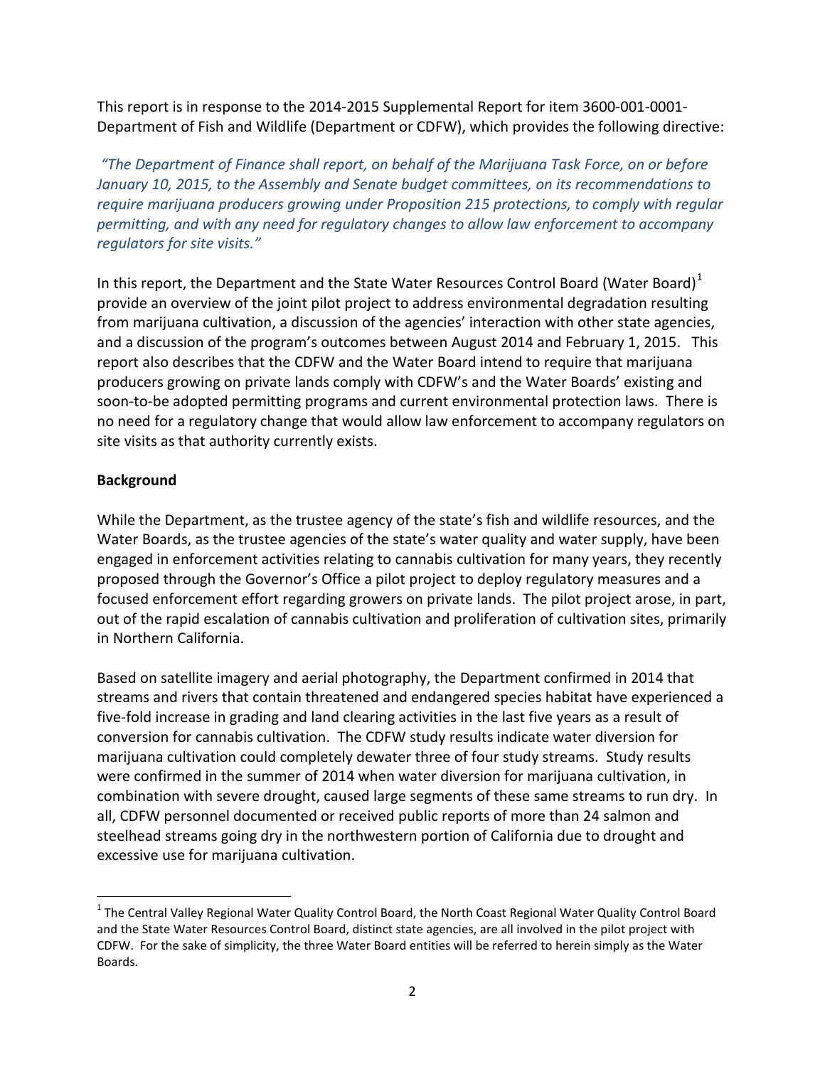This report is in response to the 2014-2015 Supplemental Report for item 3600-001-0001-Department of Fish and Wildlife (Department or CDFW), which provides the following directive:

*"The Department of Finance shall report, on behalf of the Marijuana Task Force, on or before January 10, 2015, to the Assembly and Senate budget committees, on its recommendations to require marijuana producers growing under Proposition 215 protections, to comply with regular permitting, and with any need for regulatory changes to allow law enforcement to accompany regulators for site visits."*

In this report, the Department and the State Water Resources Control Board (Water Board)[1] provide an overview of the joint pilot project to address environmental degradation resulting from marijuana cultivation, a discussion of the agencies' interaction with other state agencies, and a discussion of the program's outcomes between August 2014 and February 1, 2015. This report also describes that the CDFW and the Water Board intend to require that marijuana producers growing on private lands comply with CDFW's and the Water Boards' existing and soon-to-be adopted permitting programs and current environmental protection laws. There is no need for a regulatory change that would allow law enforcement to accompany regulators on site visits as that authority currently exists.

**Background**

While the Department, as the trustee agency of the state's fish and wildlife resources, and the Water Boards, as the trustee agencies of the state's water quality and water supply, have been engaged in enforcement activities relating to cannabis cultivation for many years, they recently proposed through the Governor's Office a pilot project to deploy regulatory measures and a focused enforcement effort regarding growers on private lands. The pilot project arose, in part, out of the rapid escalation of cannabis cultivation and proliferation of cultivation sites, primarily in Northern California.

Based on satellite imagery and aerial photography, the Department confirmed in 2014 that streams and rivers that contain threatened and endangered species habitat have experienced a five-fold increase in grading and land clearing activities in the last five years as a result of conversion for cannabis cultivation. The CDFW study results indicate water diversion for marijuana cultivation could completely dewater three of four study streams. Study results were confirmed in the summer of 2014 when water diversion for marijuana cultivation, in combination with severe drought, caused large segments of these same streams to run dry. In all, CDFW personnel documented or received public reports of more than 24 salmon and steelhead streams going dry in the northwestern portion of California due to drought and excessive use for marijuana cultivation.

[1] The Central Valley Regional Water Quality Control Board, the North Coast Regional Water Quality Control Board and the State Water Resources Control Board, distinct state agencies, are all involved in the pilot project with CDFW. For the sake of simplicity, the three Water Board entities will be referred to herein simply as the Water Boards.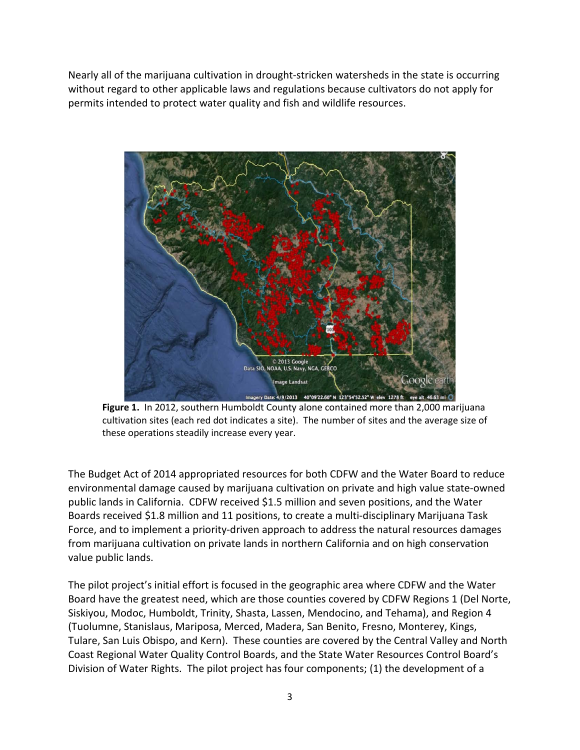Nearly all of the marijuana cultivation in drought-stricken watersheds in the state is occurring without regard to other applicable laws and regulations because cultivators do not apply for permits intended to protect water quality and fish and wildlife resources.

**Figure 1.** In 2012, southern Humboldt County alone contained more than 2,000 marijuana cultivation sites (each red dot indicates a site). The number of sites and the average size of these operations steadily increase every year.

The Budget Act of 2014 appropriated resources for both CDFW and the Water Board to reduce environmental damage caused by marijuana cultivation on private and high value state-owned public lands in California. CDFW received $1.5 million and seven positions, and the Water Boards received $1.8 million and 11 positions, to create a multi-disciplinary Marijuana Task Force, and to implement a priority-driven approach to address the natural resources damages from marijuana cultivation on private lands in northern California and on high conservation value public lands.

The pilot project's initial effort is focused in the geographic area where CDFW and the Water Board have the greatest need, which are those counties covered by CDFW Regions 1 (Del Norte, Siskiyou, Modoc, Humboldt, Trinity, Shasta, Lassen, Mendocino, and Tehama), and Region 4 (Tuolumne, Stanislaus, Mariposa, Merced, Madera, San Benito, Fresno, Monterey, Kings, Tulare, San Luis Obispo, and Kern). These counties are covered by the Central Valley and North Coast Regional Water Quality Control Boards, and the State Water Resources Control Board's Division of Water Rights. The pilot project has four components; (1) the development of a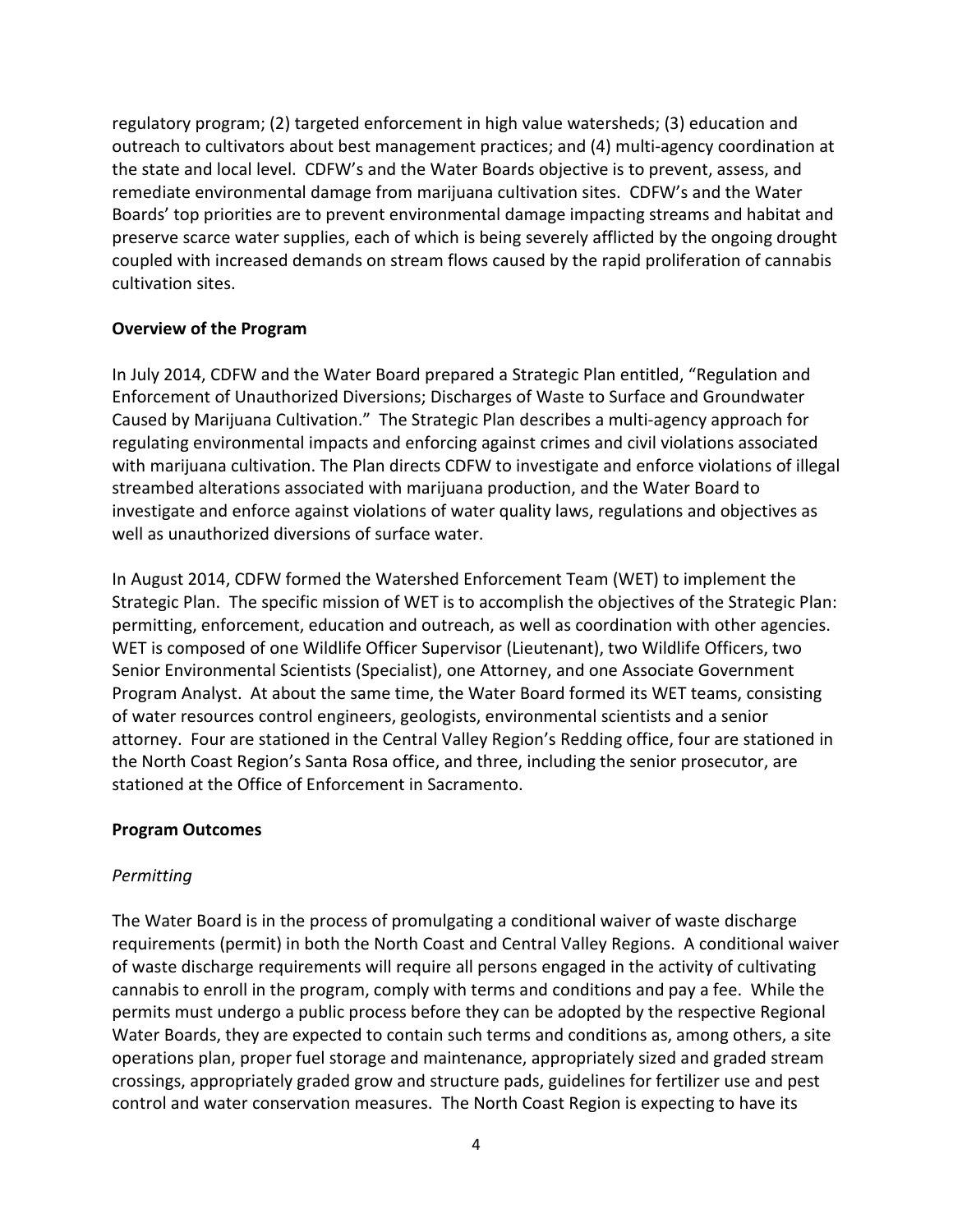regulatory program; (2) targeted enforcement in high value watersheds; (3) education and outreach to cultivators about best management practices; and (4) multi-agency coordination at the state and local level. CDFW's and the Water Boards objective is to prevent, assess, and remediate environmental damage from marijuana cultivation sites. CDFW's and the Water Boards' top priorities are to prevent environmental damage impacting streams and habitat and preserve scarce water supplies, each of which is being severely afflicted by the ongoing drought coupled with increased demands on stream flows caused by the rapid proliferation of cannabis cultivation sites.

**Overview of the Program**

In July 2014, CDFW and the Water Board prepared a Strategic Plan entitled, "Regulation and Enforcement of Unauthorized Diversions; Discharges of Waste to Surface and Groundwater Caused by Marijuana Cultivation." The Strategic Plan describes a multi-agency approach for regulating environmental impacts and enforcing against crimes and civil violations associated with marijuana cultivation. The Plan directs CDFW to investigate and enforce violations of illegal streambed alterations associated with marijuana production, and the Water Board to investigate and enforce against violations of water quality laws, regulations and objectives as well as unauthorized diversions of surface water.

In August 2014, CDFW formed the Watershed Enforcement Team (WET) to implement the Strategic Plan. The specific mission of WET is to accomplish the objectives of the Strategic Plan: permitting, enforcement, education and outreach, as well as coordination with other agencies. WET is composed of one Wildlife Officer Supervisor (Lieutenant), two Wildlife Officers, two Senior Environmental Scientists (Specialist), one Attorney, and one Associate Government Program Analyst. At about the same time, the Water Board formed its WET teams, consisting of water resources control engineers, geologists, environmental scientists and a senior attorney. Four are stationed in the Central Valley Region's Redding office, four are stationed in the North Coast Region's Santa Rosa office, and three, including the senior prosecutor, are stationed at the Office of Enforcement in Sacramento.

**Program Outcomes**

*Permitting*

The Water Board is in the process of promulgating a conditional waiver of waste discharge requirements (permit) in both the North Coast and Central Valley Regions. A conditional waiver of waste discharge requirements will require all persons engaged in the activity of cultivating cannabis to enroll in the program, comply with terms and conditions and pay a fee. While the permits must undergo a public process before they can be adopted by the respective Regional Water Boards, they are expected to contain such terms and conditions as, among others, a site operations plan, proper fuel storage and maintenance, appropriately sized and graded stream crossings, appropriately graded grow and structure pads, guidelines for fertilizer use and pest control and water conservation measures. The North Coast Region is expecting to have its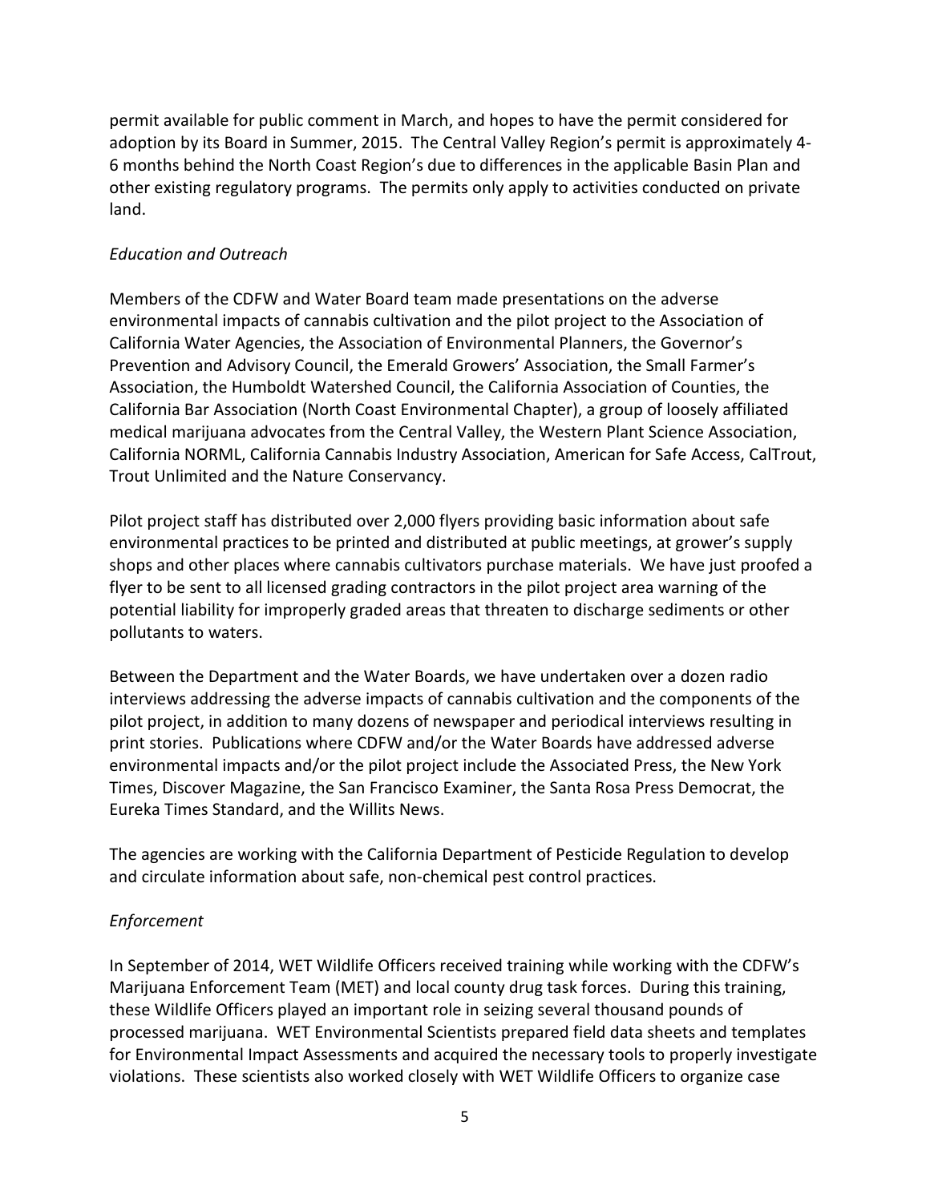permit available for public comment in March, and hopes to have the permit considered for adoption by its Board in Summer, 2015. The Central Valley Region's permit is approximately 4-6 months behind the North Coast Region's due to differences in the applicable Basin Plan and other existing regulatory programs. The permits only apply to activities conducted on private land.

*Education and Outreach*

Members of the CDFW and Water Board team made presentations on the adverse environmental impacts of cannabis cultivation and the pilot project to the Association of California Water Agencies, the Association of Environmental Planners, the Governor's Prevention and Advisory Council, the Emerald Growers' Association, the Small Farmer's Association, the Humboldt Watershed Council, the California Association of Counties, the California Bar Association (North Coast Environmental Chapter), a group of loosely affiliated medical marijuana advocates from the Central Valley, the Western Plant Science Association, California NORML, California Cannabis Industry Association, American for Safe Access, CalTrout, Trout Unlimited and the Nature Conservancy.

Pilot project staff has distributed over 2,000 flyers providing basic information about safe environmental practices to be printed and distributed at public meetings, at grower's supply shops and other places where cannabis cultivators purchase materials. We have just proofed a flyer to be sent to all licensed grading contractors in the pilot project area warning of the potential liability for improperly graded areas that threaten to discharge sediments or other pollutants to waters.

Between the Department and the Water Boards, we have undertaken over a dozen radio interviews addressing the adverse impacts of cannabis cultivation and the components of the pilot project, in addition to many dozens of newspaper and periodical interviews resulting in print stories. Publications where CDFW and/or the Water Boards have addressed adverse environmental impacts and/or the pilot project include the Associated Press, the New York Times, Discover Magazine, the San Francisco Examiner, the Santa Rosa Press Democrat, the Eureka Times Standard, and the Willits News.

The agencies are working with the California Department of Pesticide Regulation to develop and circulate information about safe, non-chemical pest control practices.

*Enforcement*

In September of 2014, WET Wildlife Officers received training while working with the CDFW's Marijuana Enforcement Team (MET) and local county drug task forces. During this training, these Wildlife Officers played an important role in seizing several thousand pounds of processed marijuana. WET Environmental Scientists prepared field data sheets and templates for Environmental Impact Assessments and acquired the necessary tools to properly investigate violations. These scientists also worked closely with WET Wildlife Officers to organize case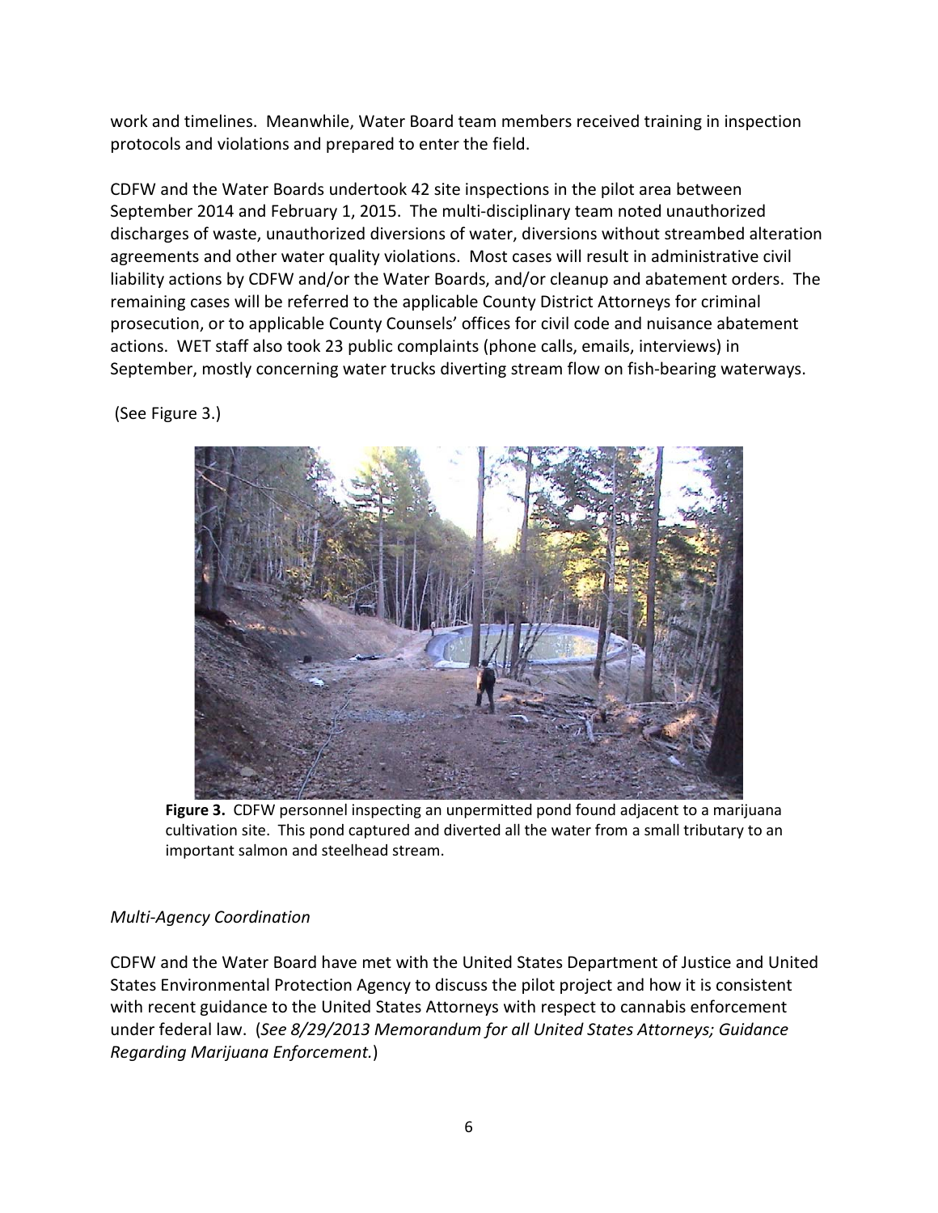work and timelines. Meanwhile, Water Board team members received training in inspection protocols and violations and prepared to enter the field.

CDFW and the Water Boards undertook 42 site inspections in the pilot area between September 2014 and February 1, 2015. The multi-disciplinary team noted unauthorized discharges of waste, unauthorized diversions of water, diversions without streambed alteration agreements and other water quality violations. Most cases will result in administrative civil liability actions by CDFW and/or the Water Boards, and/or cleanup and abatement orders. The remaining cases will be referred to the applicable County District Attorneys for criminal prosecution, or to applicable County Counsels' offices for civil code and nuisance abatement actions. WET staff also took 23 public complaints (phone calls, emails, interviews) in September, mostly concerning water trucks diverting stream flow on fish-bearing waterways.

(See Figure 3.)

**Figure 3.** CDFW personnel inspecting an unpermitted pond found adjacent to a marijuana cultivation site. This pond captured and diverted all the water from a small tributary to an important salmon and steelhead stream.

*Multi-Agency Coordination*

CDFW and the Water Board have met with the United States Department of Justice and United States Environmental Protection Agency to discuss the pilot project and how it is consistent with recent guidance to the United States Attorneys with respect to cannabis enforcement under federal law. (*See 8/29/2013 Memorandum for all United States Attorneys; Guidance Regarding Marijuana Enforcement.*)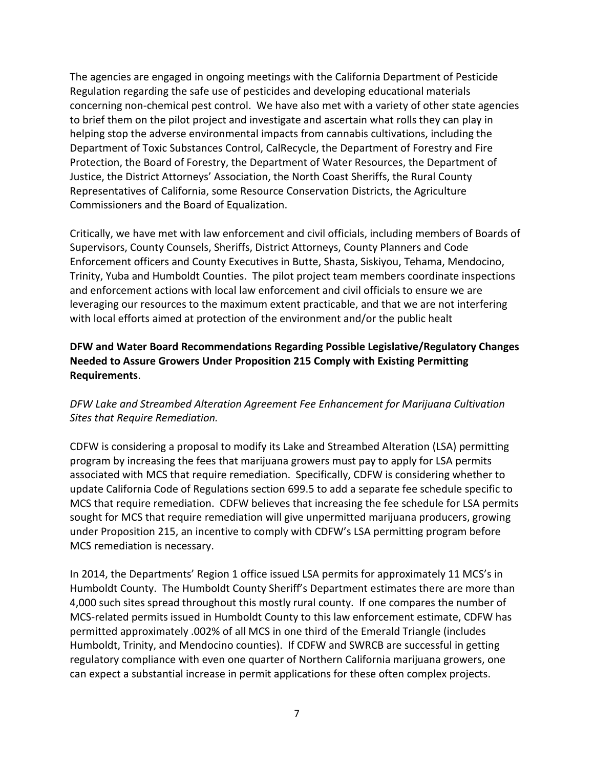The agencies are engaged in ongoing meetings with the California Department of Pesticide Regulation regarding the safe use of pesticides and developing educational materials concerning non-chemical pest control. We have also met with a variety of other state agencies to brief them on the pilot project and investigate and ascertain what rolls they can play in helping stop the adverse environmental impacts from cannabis cultivations, including the Department of Toxic Substances Control, CalRecycle, the Department of Forestry and Fire Protection, the Board of Forestry, the Department of Water Resources, the Department of Justice, the District Attorneys' Association, the North Coast Sheriffs, the Rural County Representatives of California, some Resource Conservation Districts, the Agriculture Commissioners and the Board of Equalization.

Critically, we have met with law enforcement and civil officials, including members of Boards of Supervisors, County Counsels, Sheriffs, District Attorneys, County Planners and Code Enforcement officers and County Executives in Butte, Shasta, Siskiyou, Tehama, Mendocino, Trinity, Yuba and Humboldt Counties. The pilot project team members coordinate inspections and enforcement actions with local law enforcement and civil officials to ensure we are leveraging our resources to the maximum extent practicable, and that we are not interfering with local efforts aimed at protection of the environment and/or the public healt

**DFW and Water Board Recommendations Regarding Possible Legislative/Regulatory Changes Needed to Assure Growers Under Proposition 215 Comply with Existing Permitting Requirements**.

*DFW Lake and Streambed Alteration Agreement Fee Enhancement for Marijuana Cultivation Sites that Require Remediation.*

CDFW is considering a proposal to modify its Lake and Streambed Alteration (LSA) permitting program by increasing the fees that marijuana growers must pay to apply for LSA permits associated with MCS that require remediation. Specifically, CDFW is considering whether to update California Code of Regulations section 699.5 to add a separate fee schedule specific to MCS that require remediation. CDFW believes that increasing the fee schedule for LSA permits sought for MCS that require remediation will give unpermitted marijuana producers, growing under Proposition 215, an incentive to comply with CDFW's LSA permitting program before MCS remediation is necessary.

In 2014, the Departments' Region 1 office issued LSA permits for approximately 11 MCS's in Humboldt County. The Humboldt County Sheriff's Department estimates there are more than 4,000 such sites spread throughout this mostly rural county. If one compares the number of MCS-related permits issued in Humboldt County to this law enforcement estimate, CDFW has permitted approximately .002% of all MCS in one third of the Emerald Triangle (includes Humboldt, Trinity, and Mendocino counties). If CDFW and SWRCB are successful in getting regulatory compliance with even one quarter of Northern California marijuana growers, one can expect a substantial increase in permit applications for these often complex projects.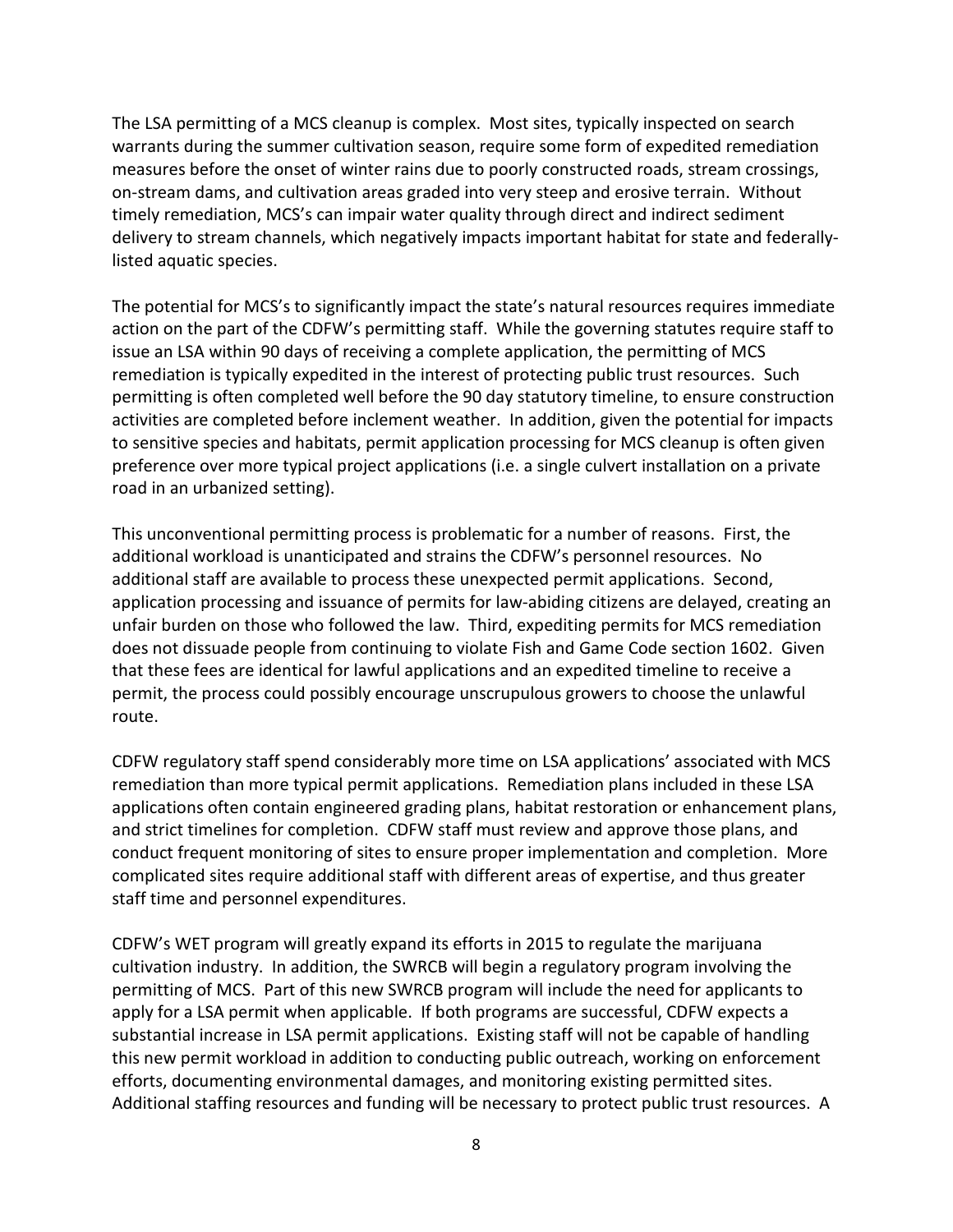The LSA permitting of a MCS cleanup is complex. Most sites, typically inspected on search warrants during the summer cultivation season, require some form of expedited remediation measures before the onset of winter rains due to poorly constructed roads, stream crossings, on-stream dams, and cultivation areas graded into very steep and erosive terrain. Without timely remediation, MCS's can impair water quality through direct and indirect sediment delivery to stream channels, which negatively impacts important habitat for state and federally-listed aquatic species.

The potential for MCS's to significantly impact the state's natural resources requires immediate action on the part of the CDFW's permitting staff. While the governing statutes require staff to issue an LSA within 90 days of receiving a complete application, the permitting of MCS remediation is typically expedited in the interest of protecting public trust resources. Such permitting is often completed well before the 90 day statutory timeline, to ensure construction activities are completed before inclement weather. In addition, given the potential for impacts to sensitive species and habitats, permit application processing for MCS cleanup is often given preference over more typical project applications (i.e. a single culvert installation on a private road in an urbanized setting).

This unconventional permitting process is problematic for a number of reasons. First, the additional workload is unanticipated and strains the CDFW's personnel resources. No additional staff are available to process these unexpected permit applications. Second, application processing and issuance of permits for law-abiding citizens are delayed, creating an unfair burden on those who followed the law. Third, expediting permits for MCS remediation does not dissuade people from continuing to violate Fish and Game Code section 1602. Given that these fees are identical for lawful applications and an expedited timeline to receive a permit, the process could possibly encourage unscrupulous growers to choose the unlawful route.

CDFW regulatory staff spend considerably more time on LSA applications' associated with MCS remediation than more typical permit applications. Remediation plans included in these LSA applications often contain engineered grading plans, habitat restoration or enhancement plans, and strict timelines for completion. CDFW staff must review and approve those plans, and conduct frequent monitoring of sites to ensure proper implementation and completion. More complicated sites require additional staff with different areas of expertise, and thus greater staff time and personnel expenditures.

CDFW's WET program will greatly expand its efforts in 2015 to regulate the marijuana cultivation industry. In addition, the SWRCB will begin a regulatory program involving the permitting of MCS. Part of this new SWRCB program will include the need for applicants to apply for a LSA permit when applicable. If both programs are successful, CDFW expects a substantial increase in LSA permit applications. Existing staff will not be capable of handling this new permit workload in addition to conducting public outreach, working on enforcement efforts, documenting environmental damages, and monitoring existing permitted sites. Additional staffing resources and funding will be necessary to protect public trust resources. A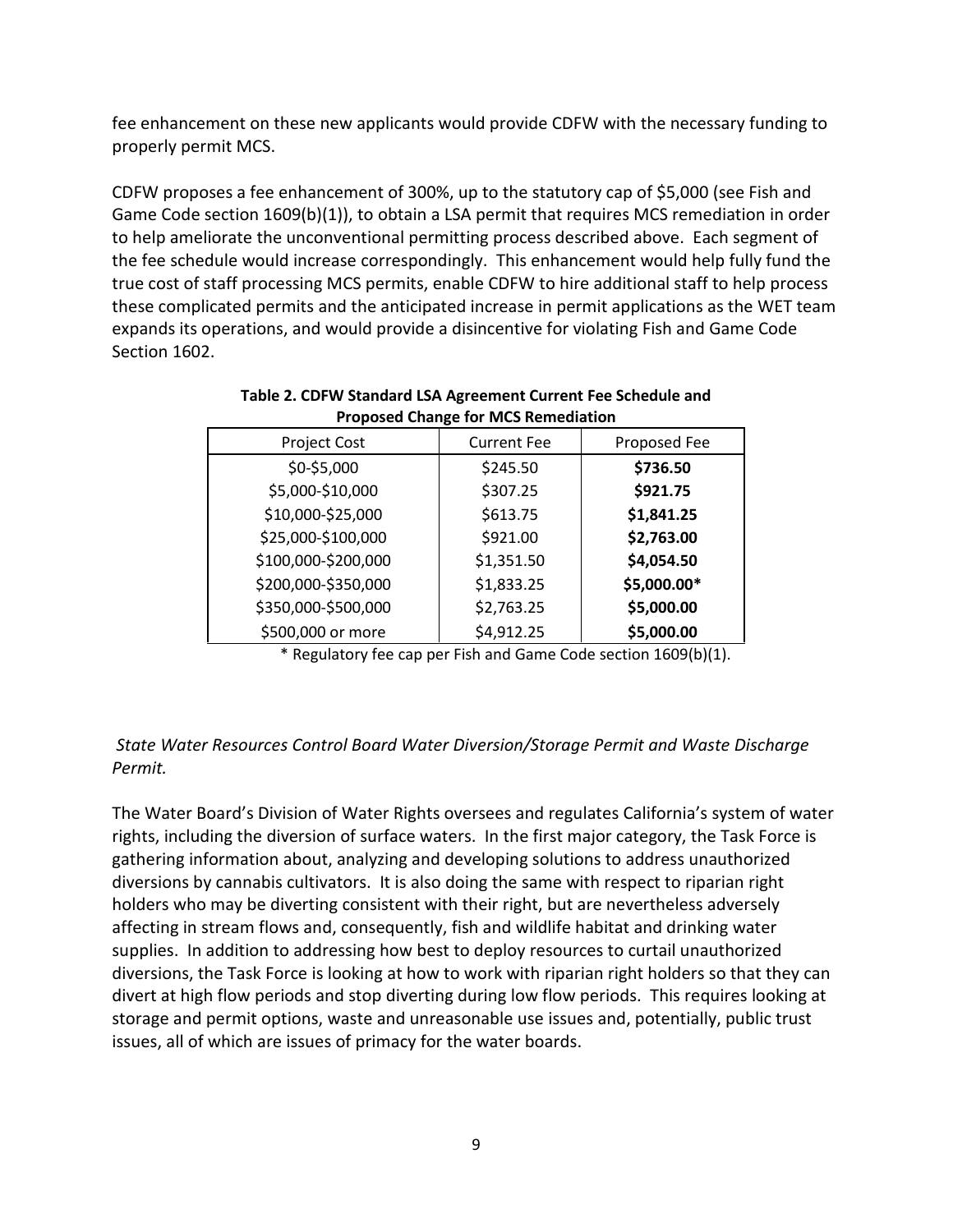fee enhancement on these new applicants would provide CDFW with the necessary funding to properly permit MCS.

CDFW proposes a fee enhancement of 300%, up to the statutory cap of $5,000 (see Fish and Game Code section 1609(b)(1)), to obtain a LSA permit that requires MCS remediation in order to help ameliorate the unconventional permitting process described above. Each segment of the fee schedule would increase correspondingly. This enhancement would help fully fund the true cost of staff processing MCS permits, enable CDFW to hire additional staff to help process these complicated permits and the anticipated increase in permit applications as the WET team expands its operations, and would provide a disincentive for violating Fish and Game Code Section 1602.

**Table 2. CDFW Standard LSA Agreement Current Fee Schedule and Proposed Change for MCS Remediation**

| Project Cost | Current Fee | Proposed Fee |
|---|---|---|
| $0-$5,000 | $245.50 | **$736.50** |
| $5,000-$10,000 | $307.25 | **$921.75** |
| $10,000-$25,000 | $613.75 | **$1,841.25** |
| $25,000-$100,000 | $921.00 | **$2,763.00** |
| $100,000-$200,000 | $1,351.50 | **$4,054.50** |
| $200,000-$350,000 | $1,833.25 | **$5,000.00*** |
| $350,000-$500,000 | $2,763.25 | **$5,000.00** |
| $500,000 or more | $4,912.25 | **$5,000.00** |

\* Regulatory fee cap per Fish and Game Code section 1609(b)(1).

*State Water Resources Control Board Water Diversion/Storage Permit and Waste Discharge Permit.*

The Water Board's Division of Water Rights oversees and regulates California's system of water rights, including the diversion of surface waters. In the first major category, the Task Force is gathering information about, analyzing and developing solutions to address unauthorized diversions by cannabis cultivators. It is also doing the same with respect to riparian right holders who may be diverting consistent with their right, but are nevertheless adversely affecting in stream flows and, consequently, fish and wildlife habitat and drinking water supplies. In addition to addressing how best to deploy resources to curtail unauthorized diversions, the Task Force is looking at how to work with riparian right holders so that they can divert at high flow periods and stop diverting during low flow periods. This requires looking at storage and permit options, waste and unreasonable use issues and, potentially, public trust issues, all of which are issues of primacy for the water boards.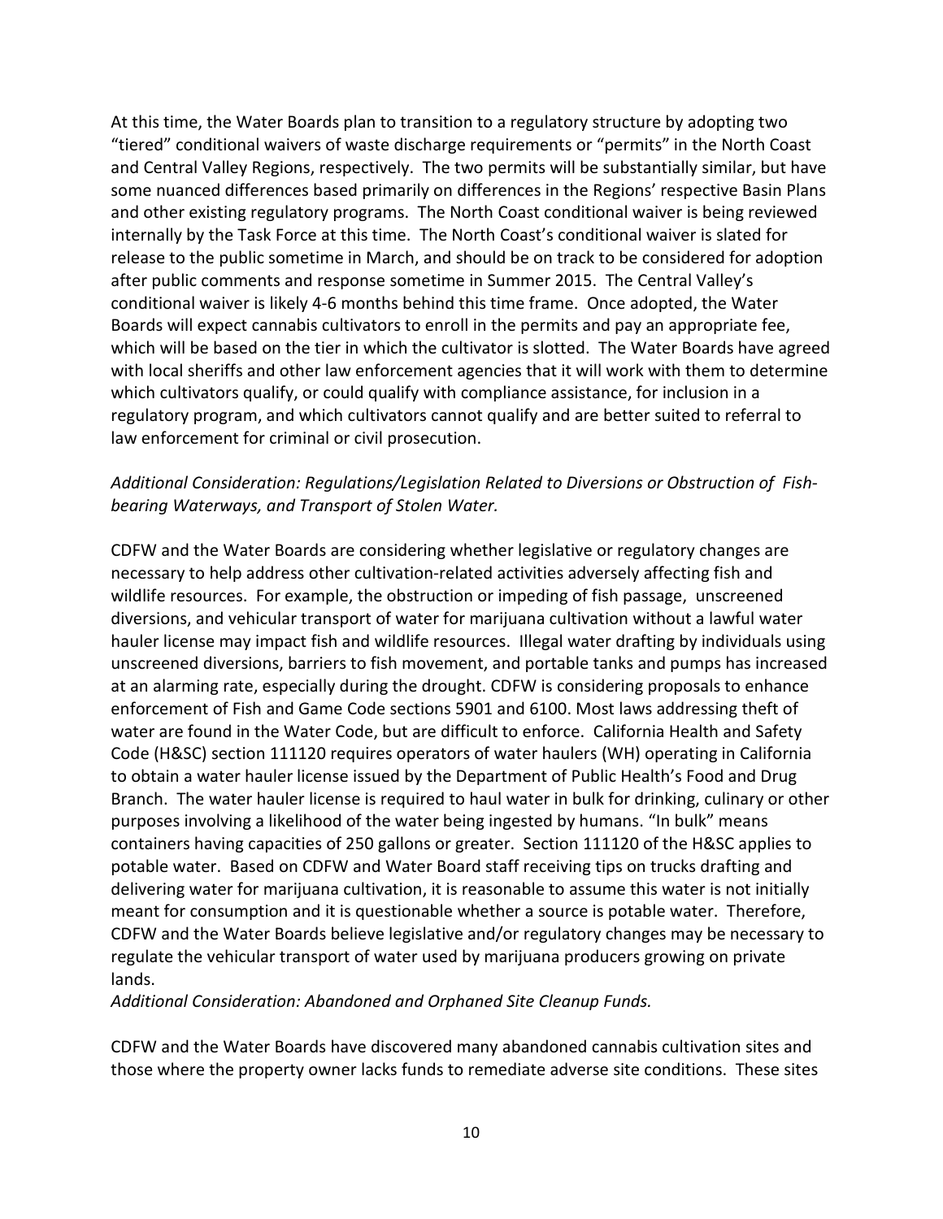At this time, the Water Boards plan to transition to a regulatory structure by adopting two "tiered" conditional waivers of waste discharge requirements or "permits" in the North Coast and Central Valley Regions, respectively. The two permits will be substantially similar, but have some nuanced differences based primarily on differences in the Regions' respective Basin Plans and other existing regulatory programs. The North Coast conditional waiver is being reviewed internally by the Task Force at this time. The North Coast's conditional waiver is slated for release to the public sometime in March, and should be on track to be considered for adoption after public comments and response sometime in Summer 2015. The Central Valley's conditional waiver is likely 4-6 months behind this time frame. Once adopted, the Water Boards will expect cannabis cultivators to enroll in the permits and pay an appropriate fee, which will be based on the tier in which the cultivator is slotted. The Water Boards have agreed with local sheriffs and other law enforcement agencies that it will work with them to determine which cultivators qualify, or could qualify with compliance assistance, for inclusion in a regulatory program, and which cultivators cannot qualify and are better suited to referral to law enforcement for criminal or civil prosecution.

*Additional Consideration: Regulations/Legislation Related to Diversions or Obstruction of Fish-bearing Waterways, and Transport of Stolen Water.*

CDFW and the Water Boards are considering whether legislative or regulatory changes are necessary to help address other cultivation-related activities adversely affecting fish and wildlife resources. For example, the obstruction or impeding of fish passage, unscreened diversions, and vehicular transport of water for marijuana cultivation without a lawful water hauler license may impact fish and wildlife resources. Illegal water drafting by individuals using unscreened diversions, barriers to fish movement, and portable tanks and pumps has increased at an alarming rate, especially during the drought. CDFW is considering proposals to enhance enforcement of Fish and Game Code sections 5901 and 6100. Most laws addressing theft of water are found in the Water Code, but are difficult to enforce. California Health and Safety Code (H&SC) section 111120 requires operators of water haulers (WH) operating in California to obtain a water hauler license issued by the Department of Public Health's Food and Drug Branch. The water hauler license is required to haul water in bulk for drinking, culinary or other purposes involving a likelihood of the water being ingested by humans. "In bulk" means containers having capacities of 250 gallons or greater. Section 111120 of the H&SC applies to potable water. Based on CDFW and Water Board staff receiving tips on trucks drafting and delivering water for marijuana cultivation, it is reasonable to assume this water is not initially meant for consumption and it is questionable whether a source is potable water. Therefore, CDFW and the Water Boards believe legislative and/or regulatory changes may be necessary to regulate the vehicular transport of water used by marijuana producers growing on private lands.

*Additional Consideration: Abandoned and Orphaned Site Cleanup Funds.*

CDFW and the Water Boards have discovered many abandoned cannabis cultivation sites and those where the property owner lacks funds to remediate adverse site conditions. These sites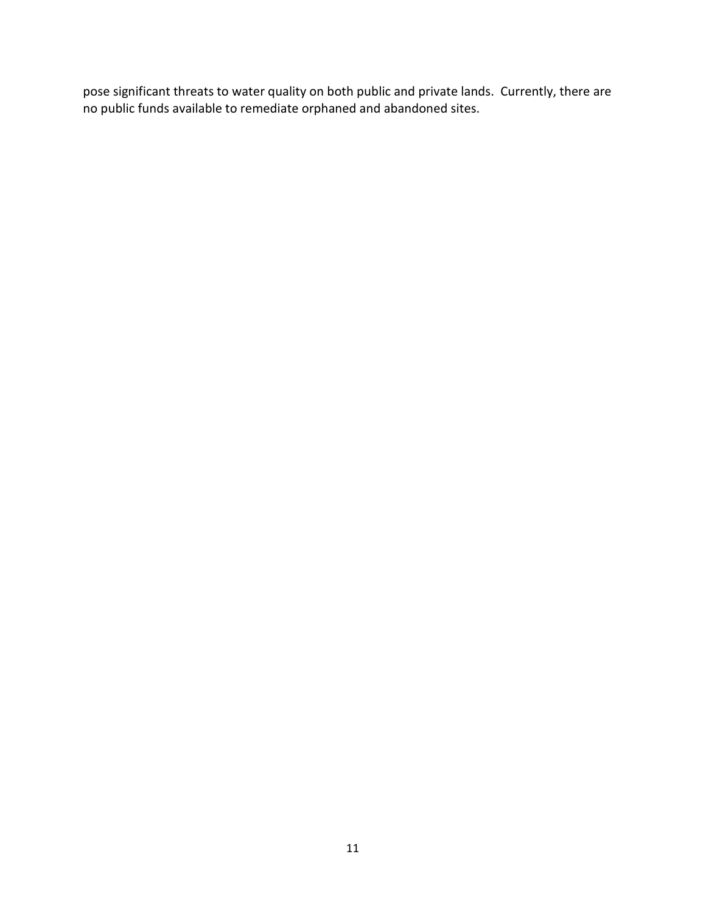pose significant threats to water quality on both public and private lands. Currently, there are no public funds available to remediate orphaned and abandoned sites.